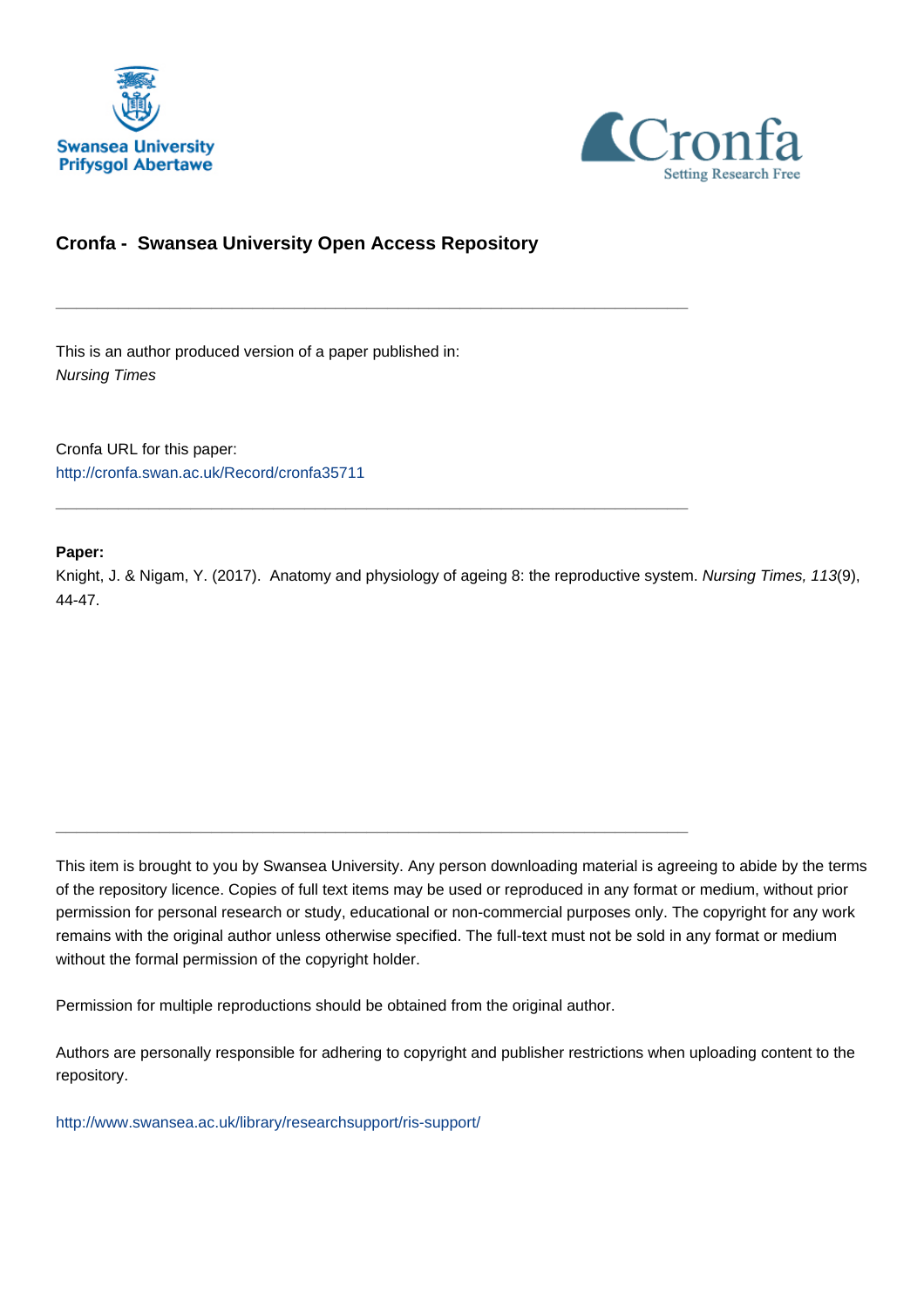Swansea University
Prifysgol Abertawe

Cronfa
Setting Research Free

## Cronfa - Swansea University Open Access Repository

---

This is an author produced version of a paper published in:
*Nursing Times*

Cronfa URL for this paper:
http://cronfa.swan.ac.uk/Record/cronfa35711

---

**Paper:**
Knight, J. & Nigam, Y. (2017). Anatomy and physiology of ageing 8: the reproductive system. *Nursing Times, 113*(9), 44-47.

---

This item is brought to you by Swansea University. Any person downloading material is agreeing to abide by the terms of the repository licence. Copies of full text items may be used or reproduced in any format or medium, without prior permission for personal research or study, educational or non-commercial purposes only. The copyright for any work remains with the original author unless otherwise specified. The full-text must not be sold in any format or medium without the formal permission of the copyright holder.

Permission for multiple reproductions should be obtained from the original author.

Authors are personally responsible for adhering to copyright and publisher restrictions when uploading content to the repository.

http://www.swansea.ac.uk/library/researchsupport/ris-support/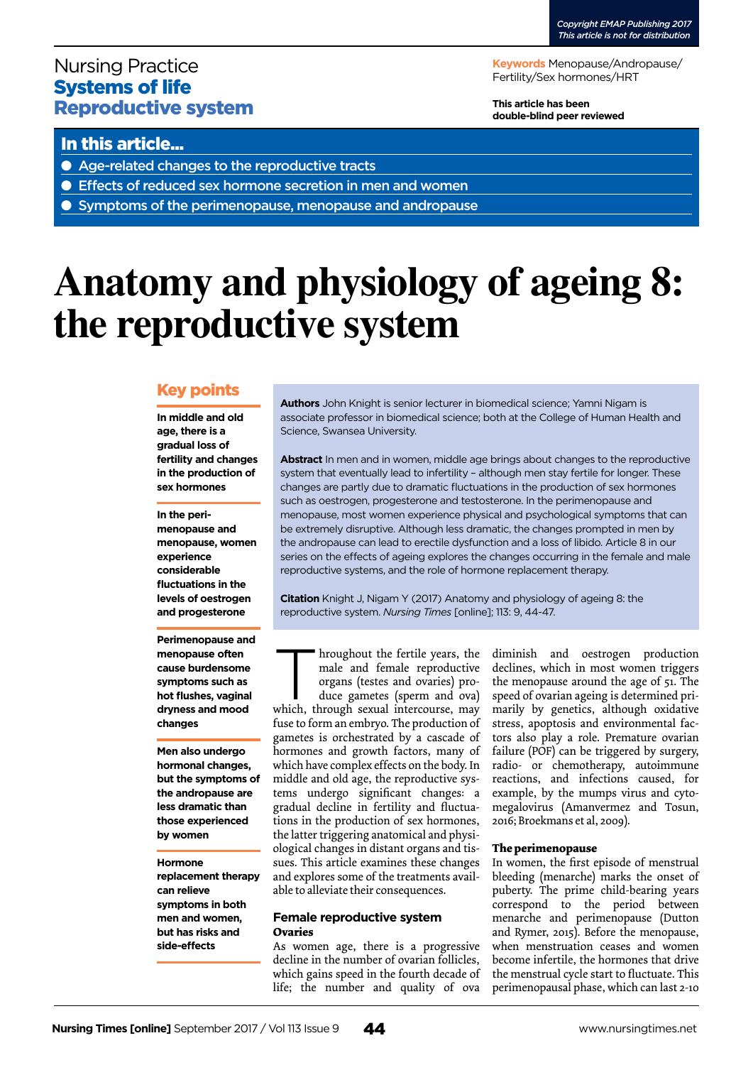Nursing Practice
**Systems of life**
**Reproductive system**

**Keywords** Menopause/Andropause/Fertility/Sex hormones/HRT

**This article has been double-blind peer reviewed**

## In this article...

- Age-related changes to the reproductive tracts
- Effects of reduced sex hormone secretion in men and women
- Symptoms of the perimenopause, menopause and andropause

# Anatomy and physiology of ageing 8: the reproductive system

## Key points

**In middle and old age, there is a gradual loss of fertility and changes in the production of sex hormones**

**In the peri-menopause and menopause, women experience considerable fluctuations in the levels of oestrogen and progesterone**

**Perimenopause and menopause often cause burdensome symptoms such as hot flushes, vaginal dryness and mood changes**

**Men also undergo hormonal changes, but the symptoms of the andropause are less dramatic than those experienced by women**

**Hormone replacement therapy can relieve symptoms in both men and women, but has risks and side-effects**

**Authors** John Knight is senior lecturer in biomedical science; Yamni Nigam is associate professor in biomedical science; both at the College of Human Health and Science, Swansea University.

**Abstract** In men and in women, middle age brings about changes to the reproductive system that eventually lead to infertility – although men stay fertile for longer. These changes are partly due to dramatic fluctuations in the production of sex hormones such as oestrogen, progesterone and testosterone. In the perimenopause and menopause, most women experience physical and psychological symptoms that can be extremely disruptive. Although less dramatic, the changes prompted in men by the andropause can lead to erectile dysfunction and a loss of libido. Article 8 in our series on the effects of ageing explores the changes occurring in the female and male reproductive systems, and the role of hormone replacement therapy.

**Citation** Knight J, Nigam Y (2017) Anatomy and physiology of ageing 8: the reproductive system. *Nursing Times* [online]; 113: 9, 44-47.

Throughout the fertile years, the male and female reproductive organs (testes and ovaries) produce gametes (sperm and ova) which, through sexual intercourse, may fuse to form an embryo. The production of gametes is orchestrated by a cascade of hormones and growth factors, many of which have complex effects on the body. In middle and old age, the reproductive systems undergo significant changes: a gradual decline in fertility and fluctuations in the production of sex hormones, the latter triggering anatomical and physiological changes in distant organs and tissues. This article examines these changes and explores some of the treatments available to alleviate their consequences.

## Female reproductive system

### Ovaries

As women age, there is a progressive decline in the number of ovarian follicles, which gains speed in the fourth decade of life; the number and quality of ova diminish and oestrogen production declines, which in most women triggers the menopause around the age of 51. The speed of ovarian ageing is determined primarily by genetics, although oxidative stress, apoptosis and environmental factors also play a role. Premature ovarian failure (POF) can be triggered by surgery, radio- or chemotherapy, autoimmune reactions, and infections caused, for example, by the mumps virus and cytomegalovirus (Amanvermez and Tosun, 2016; Broekmans et al, 2009).

### The perimenopause

In women, the first episode of menstrual bleeding (menarche) marks the onset of puberty. The prime child-bearing years correspond to the period between menarche and perimenopause (Dutton and Rymer, 2015). Before the menopause, when menstruation ceases and women become infertile, the hormones that drive the menstrual cycle start to fluctuate. This perimenopausal phase, which can last 2-10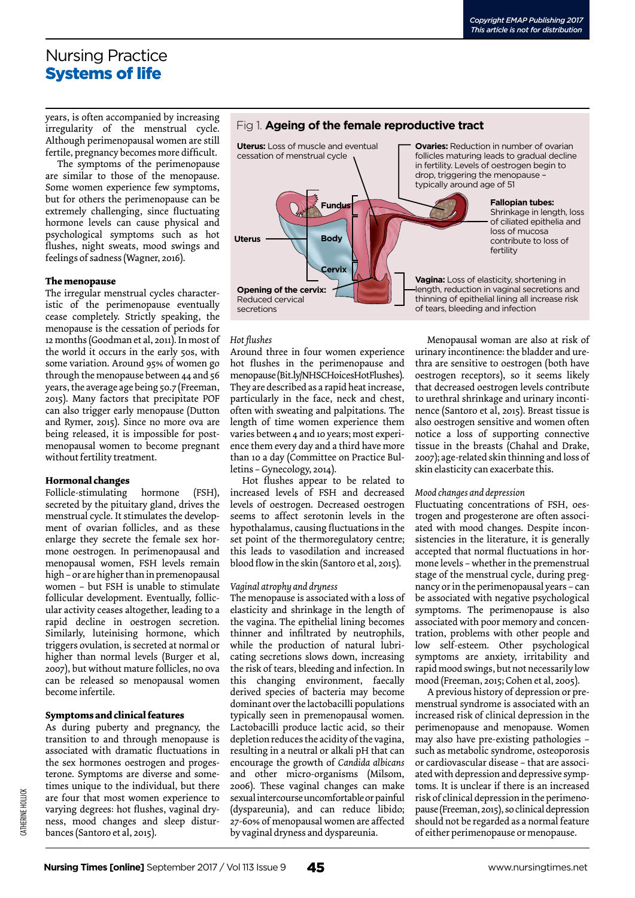years, is often accompanied by increasing irregularity of the menstrual cycle. Although perimenopausal women are still fertile, pregnancy becomes more difficult.

The symptoms of the perimenopause are similar to those of the menopause. Some women experience few symptoms, but for others the perimenopause can be extremely challenging, since fluctuating hormone levels can cause physical and psychological symptoms such as hot flushes, night sweats, mood swings and feelings of sadness (Wagner, 2016).

### The menopause

The irregular menstrual cycles characteristic of the perimenopause eventually cease completely. Strictly speaking, the menopause is the cessation of periods for 12 months (Goodman et al, 2011). In most of the world it occurs in the early 50s, with some variation. Around 95% of women go through the menopause between 44 and 56 years, the average age being 50.7 (Freeman, 2015). Many factors that precipitate POF can also trigger early menopause (Dutton and Rymer, 2015). Since no more ova are being released, it is impossible for postmenopausal women to become pregnant without fertility treatment.

### Hormonal changes

Follicle-stimulating hormone (FSH), secreted by the pituitary gland, drives the menstrual cycle. It stimulates the development of ovarian follicles, and as these enlarge they secrete the female sex hormone oestrogen. In perimenopausal and menopausal women, FSH levels remain high – or are higher than in premenopausal women – but FSH is unable to stimulate follicular development. Eventually, follicular activity ceases altogether, leading to a rapid decline in oestrogen secretion. Similarly, luteinising hormone, which triggers ovulation, is secreted at normal or higher than normal levels (Burger et al, 2007), but without mature follicles, no ova can be released so menopausal women become infertile.

### Symptoms and clinical features

As during puberty and pregnancy, the transition to and through menopause is associated with dramatic fluctuations in the sex hormones oestrogen and progesterone. Symptoms are diverse and sometimes unique to the individual, but there are four that most women experience to varying degrees: hot flushes, vaginal dryness, mood changes and sleep disturbances (Santoro et al, 2015).

Fig 1. **Ageing of the female reproductive tract**

- **Uterus:** Loss of muscle and eventual cessation of menstrual cycle
- **Ovaries:** Reduction in number of ovarian follicles maturing leads to gradual decline in fertility. Levels of oestrogen begin to drop, triggering the menopause – typically around age of 51
- **Fallopian tubes:** Shrinkage in length, loss of ciliated epithelia and loss of mucosa contribute to loss of fertility
- **Opening of the cervix:** Reduced cervical secretions
- **Vagina:** Loss of elasticity, shortening in length, reduction in vaginal secretions and thinning of epithelial lining all increase risk of tears, bleeding and infection

(Labels: Uterus – Fundus, Body, Cervix)

#### *Hot flushes*

Around three in four women experience hot flushes in the perimenopause and menopause (Bit.ly/NHSCHoicesHotFlushes). They are described as a rapid heat increase, particularly in the face, neck and chest, often with sweating and palpitations. The length of time women experience them varies between 4 and 10 years; most experience them every day and a third have more than 10 a day (Committee on Practice Bulletins – Gynecology, 2014).

Hot flushes appear to be related to increased levels of FSH and decreased levels of oestrogen. Decreased oestrogen seems to affect serotonin levels in the hypothalamus, causing fluctuations in the set point of the thermoregulatory centre; this leads to vasodilation and increased blood flow in the skin (Santoro et al, 2015).

#### *Vaginal atrophy and dryness*

The menopause is associated with a loss of elasticity and shrinkage in the length of the vagina. The epithelial lining becomes thinner and infiltrated by neutrophils, while the production of natural lubricating secretions slows down, increasing the risk of tears, bleeding and infection. In this changing environment, faecally derived species of bacteria may become dominant over the lactobacilli populations typically seen in premenopausal women. Lactobacilli produce lactic acid, so their depletion reduces the acidity of the vagina, resulting in a neutral or alkali pH that can encourage the growth of *Candida albicans* and other micro-organisms (Milsom, 2006). These vaginal changes can make sexual intercourse uncomfortable or painful (dyspareunia), and can reduce libido; 27-60% of menopausal women are affected by vaginal dryness and dyspareunia.

Menopausal woman are also at risk of urinary incontinence: the bladder and urethra are sensitive to oestrogen (both have oestrogen receptors), so it seems likely that decreased oestrogen levels contribute to urethral shrinkage and urinary incontinence (Santoro et al, 2015). Breast tissue is also oestrogen sensitive and women often notice a loss of supporting connective tissue in the breasts (Chahal and Drake, 2007); age-related skin thinning and loss of skin elasticity can exacerbate this.

#### *Mood changes and depression*

Fluctuating concentrations of FSH, oestrogen and progesterone are often associated with mood changes. Despite inconsistencies in the literature, it is generally accepted that normal fluctuations in hormone levels – whether in the premenstrual stage of the menstrual cycle, during pregnancy or in the perimenopausal years – can be associated with negative psychological symptoms. The perimenopause is also associated with poor memory and concentration, problems with other people and low self-esteem. Other psychological symptoms are anxiety, irritability and rapid mood swings, but not necessarily low mood (Freeman, 2015; Cohen et al, 2005).

A previous history of depression or premenstrual syndrome is associated with an increased risk of clinical depression in the perimenopause and menopause. Women may also have pre-existing pathologies – such as metabolic syndrome, osteoporosis or cardiovascular disease – that are associated with depression and depressive symptoms. It is unclear if there is an increased risk of clinical depression in the perimenopause (Freeman, 2015), so clinical depression should not be regarded as a normal feature of either perimenopause or menopause.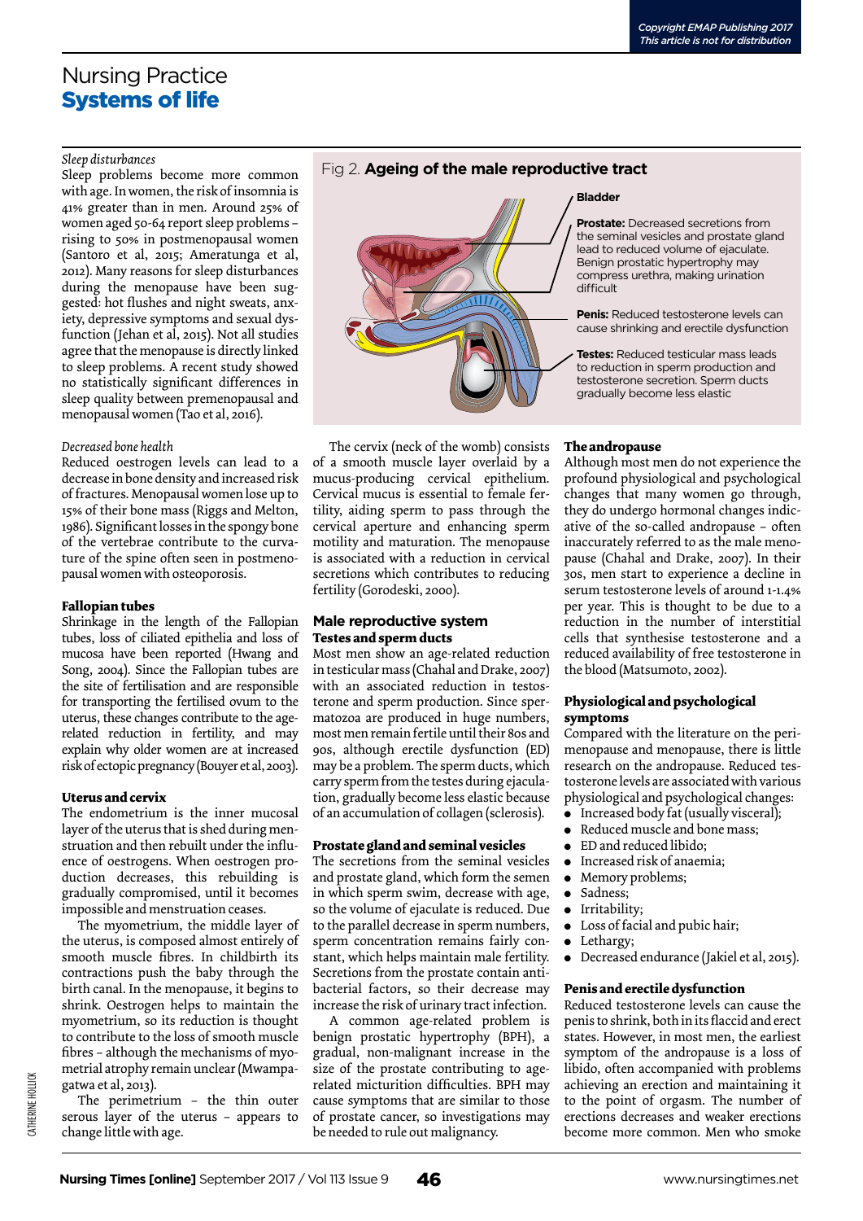*Sleep disturbances*
Sleep problems become more common with age. In women, the risk of insomnia is 41% greater than in men. Around 25% of women aged 50-64 report sleep problems – rising to 50% in postmenopausal women (Santoro et al, 2015; Ameratunga et al, 2012). Many reasons for sleep disturbances during the menopause have been suggested: hot flushes and night sweats, anxiety, depressive symptoms and sexual dysfunction (Jehan et al, 2015). Not all studies agree that the menopause is directly linked to sleep problems. A recent study showed no statistically significant differences in sleep quality between premenopausal and menopausal women (Tao et al, 2016).

*Decreased bone health*
Reduced oestrogen levels can lead to a decrease in bone density and increased risk of fractures. Menopausal women lose up to 15% of their bone mass (Riggs and Melton, 1986). Significant losses in the spongy bone of the vertebrae contribute to the curvature of the spine often seen in postmenopausal women with osteoporosis.

**Fallopian tubes**
Shrinkage in the length of the Fallopian tubes, loss of ciliated epithelia and loss of mucosa have been reported (Hwang and Song, 2004). Since the Fallopian tubes are the site of fertilisation and are responsible for transporting the fertilised ovum to the uterus, these changes contribute to the age-related reduction in fertility, and may explain why older women are at increased risk of ectopic pregnancy (Bouyer et al, 2003).

**Uterus and cervix**
The endometrium is the inner mucosal layer of the uterus that is shed during menstruation and then rebuilt under the influence of oestrogens. When oestrogen production decreases, this rebuilding is gradually compromised, until it becomes impossible and menstruation ceases.

The myometrium, the middle layer of the uterus, is composed almost entirely of smooth muscle fibres. In childbirth its contractions push the baby through the birth canal. In the menopause, it begins to shrink. Oestrogen helps to maintain the myometrium, so its reduction is thought to contribute to the loss of smooth muscle fibres – although the mechanisms of myometrial atrophy remain unclear (Mwampagatwa et al, 2013).

The perimetrium – the thin outer serous layer of the uterus – appears to change little with age.

Fig 2. **Ageing of the male reproductive tract**

**Bladder**

**Prostate:** Decreased secretions from the seminal vesicles and prostate gland lead to reduced volume of ejaculate. Benign prostatic hypertrophy may compress urethra, making urination difficult

**Penis:** Reduced testosterone levels can cause shrinking and erectile dysfunction

**Testes:** Reduced testicular mass leads to reduction in sperm production and testosterone secretion. Sperm ducts gradually become less elastic

The cervix (neck of the womb) consists of a smooth muscle layer overlaid by a mucus-producing cervical epithelium. Cervical mucus is essential to female fertility, aiding sperm to pass through the cervical aperture and enhancing sperm motility and maturation. The menopause is associated with a reduction in cervical secretions which contributes to reducing fertility (Gorodeski, 2000).

## Male reproductive system

**Testes and sperm ducts**
Most men show an age-related reduction in testicular mass (Chahal and Drake, 2007) with an associated reduction in testosterone and sperm production. Since spermatozoa are produced in huge numbers, most men remain fertile until their 80s and 90s, although erectile dysfunction (ED) may be a problem. The sperm ducts, which carry sperm from the testes during ejaculation, gradually become less elastic because of an accumulation of collagen (sclerosis).

**Prostate gland and seminal vesicles**
The secretions from the seminal vesicles and prostate gland, which form the semen in which sperm swim, decrease with age, so the volume of ejaculate is reduced. Due to the parallel decrease in sperm numbers, sperm concentration remains fairly constant, which helps maintain male fertility. Secretions from the prostate contain antibacterial factors, so their decrease may increase the risk of urinary tract infection.

A common age-related problem is benign prostatic hypertrophy (BPH), a gradual, non-malignant increase in the size of the prostate contributing to age-related micturition difficulties. BPH may cause symptoms that are similar to those of prostate cancer, so investigations may be needed to rule out malignancy.

**The andropause**
Although most men do not experience the profound physiological and psychological changes that many women go through, they do undergo hormonal changes indicative of the so-called andropause – often inaccurately referred to as the male menopause (Chahal and Drake, 2007). In their 30s, men start to experience a decline in serum testosterone levels of around 1-1.4% per year. This is thought to be due to a reduction in the number of interstitial cells that synthesise testosterone and a reduced availability of free testosterone in the blood (Matsumoto, 2002).

**Physiological and psychological symptoms**
Compared with the literature on the perimenopause and menopause, there is little research on the andropause. Reduced testosterone levels are associated with various physiological and psychological changes:

- Increased body fat (usually visceral);
- Reduced muscle and bone mass;
- ED and reduced libido;
- Increased risk of anaemia;
- Memory problems;
- Sadness;
- Irritability;
- Loss of facial and pubic hair;
- Lethargy;
- Decreased endurance (Jakiel et al, 2015).

**Penis and erectile dysfunction**
Reduced testosterone levels can cause the penis to shrink, both in its flaccid and erect states. However, in most men, the earliest symptom of the andropause is a loss of libido, often accompanied with problems achieving an erection and maintaining it to the point of orgasm. The number of erections decreases and weaker erections become more common. Men who smoke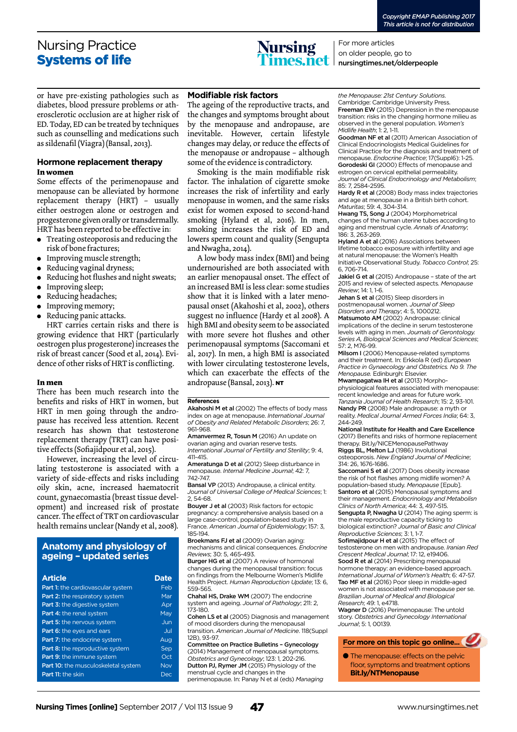or have pre-existing pathologies such as diabetes, blood pressure problems or atherosclerotic occlusion are at higher risk of ED. Today, ED can be treated by techniques such as counselling and medications such as sildenafil (Viagra) (Bansal, 2013).

## Hormone replacement therapy

### In women

Some effects of the perimenopause and menopause can be alleviated by hormone replacement therapy (HRT) – usually either oestrogen alone or oestrogen and progesterone given orally or transdermally. HRT has been reported to be effective in:

- Treating osteoporosis and reducing the risk of bone fractures;
- Improving muscle strength;
- Reducing vaginal dryness;
- Reducing hot flushes and night sweats;
- Improving sleep;
- Reducing headaches;
- Improving memory;
- Reducing panic attacks.

HRT carries certain risks and there is growing evidence that HRT (particularly oestrogen plus progesterone) increases the risk of breast cancer (Sood et al, 2014). Evidence of other risks of HRT is conflicting.

### In men

There has been much research into the benefits and risks of HRT in women, but HRT in men going through the andropause has received less attention. Recent research has shown that testosterone replacement therapy (TRT) can have positive effects (Sofiajidpour et al, 2015).

However, increasing the level of circulating testosterone is associated with a variety of side-effects and risks including oily skin, acne, increased haematocrit count, gynaecomastia (breast tissue development) and increased risk of prostate cancer. The effect of TRT on cardiovascular health remains unclear (Nandy et al, 2008).

## Modifiable risk factors

The ageing of the reproductive tracts, and the changes and symptoms brought about by the menopause and andropause, are inevitable. However, certain lifestyle changes may delay, or reduce the effects of the menopause or andropause – although some of the evidence is contradictory.

Smoking is the main modifiable risk factor. The inhalation of cigarette smoke increases the risk of infertility and early menopause in women, and the same risks exist for women exposed to second-hand smoking (Hyland et al, 2016). In men, smoking increases the risk of ED and lowers sperm count and quality (Sengupta and Nwagha, 2014).

A low body mass index (BMI) and being undernourished are both associated with an earlier menopausal onset. The effect of an increased BMI is less clear: some studies show that it is linked with a later menopausal onset (Akahoshi et al, 2002), others suggest no influence (Hardy et al 2008). A high BMI and obesity seem to be associated with more severe hot flushes and other perimenopausal symptoms (Saccomani et al, 2017). In men, a high BMI is associated with lower circulating testosterone levels, which can exacerbate the effects of the andropause (Bansal, 2013). **NT**

## Anatomy and physiology of ageing – updated series

| Article | Date |
|---|---|
| Part 1: the cardiovascular system | Feb |
| Part 2: the respiratory system | Mar |
| Part 3: the digestive system | Apr |
| Part 4: the renal system | May |
| Part 5: the nervous system | Jun |
| Part 6: the eyes and ears | Jul |
| Part 7: the endocrine system | Aug |
| Part 8: the reproductive system | Sep |
| Part 9: the immune system | Oct |
| Part 10: the musculoskeletal system | Nov |
| Part 11: the skin | Dec |

## References

**Akahoshi M et al** (2002) The effects of body mass index on age at menopause. *International Journal of Obesity and Related Metabolic Disorders*; 26: 7, 961-968.

**Amanvermez R, Tosun M** (2016) An update on ovarian aging and ovarian reserve tests. *International Journal of Fertility and Sterility*; 9: 4, 411-415.

**Ameratunga D et al** (2012) Sleep disturbance in menopause. *Internal Medicine Journal*; 42: 7, 742-747.

**Bansal VP** (2013) Andropause, a clinical entity. *Journal of Universal College of Medical Sciences*; 1: 2, 54-68.

**Bouyer J et al** (2003) Risk factors for ectopic pregnancy: a comprehensive analysis based on a large case-control, population-based study in France. *American Journal of Epidemiology*; 157: 3, 185-194.

**Broekmans FJ et al** (2009) Ovarian aging: mechanisms and clinical consequences. *Endocrine Reviews*; 30: 5, 465-493.

**Burger HG et al** (2007) A review of hormonal changes during the menopausal transition: focus on findings from the Melbourne Women's Midlife Health Project. *Human Reproduction Update*; 13: 6, 559-565.

**Chahal HS, Drake WM** (2007) The endocrine system and ageing. *Journal of Pathology*; 211: 2, 173-180.

**Cohen LS et al** (2005) Diagnosis and management of mood disorders during the menopausal transition. *American Journal of Medicine*. 118(Suppl 12B), 93-97.

**Committee on Practice Bulletins – Gynecology** (2014) Management of menopausal symptoms. *Obstetrics and Gynecology*; 123: 1, 202-216.

**Dutton PJ, Rymer JM** (2015) Physiology of the menstrual cycle and changes in the perimenopause. In: Panay N et al (eds) *Managing the Menopause: 21st Century Solutions*. Cambridge: Cambridge University Press.

**Freeman EW** (2015) Depression in the menopause transition: risks in the changing hormone milieu as observed in the general population. *Women's Midlife Health*; 1: 2, 1-11.

**Goodman NF et al** (2011) American Association of Clinical Endocrinologists Medical Guidelines for Clinical Practice for the diagnosis and treatment of menopause. *Endocrine Practice*; 17(Suppl6): 1-25.

**Gorodeski GI** (2000) Effects of menopause and estrogen on cervical epithelial permeability. *Journal of Clinical Endocrinology and Metabolism*; 85: 7, 2584-2595.

**Hardy R et al** (2008) Body mass index trajectories and age at menopause in a British birth cohort. *Maturitas*; 59: 4, 304-314.

**Hwang TS, Song J** (2004) Morphometrical changes of the human uterine tubes according to aging and menstrual cycle. *Annals of Anatomy*; 186: 3, 263-269.

**Hyland A et al** (2016) Associations between lifetime tobacco exposure with infertility and age at natural menopause: the Women's Health Initiative Observational Study. *Tobacco Control*; 25: 6, 706-714.

**Jakiel G et al** (2015) Andropause – state of the art 2015 and review of selected aspects. *Menopause Review*; 14: 1, 1-6.

**Jehan S et al** (2015) Sleep disorders in postmenopausal women. *Journal of Sleep Disorders and Therapy*; 4: 5, 1000212.

**Matsumoto AM** (2002) Andropause: clinical implications of the decline in serum testosterone levels with aging in men. *Journals of Gerontology. Series A, Biological Sciences and Medical Sciences*; 57: 2, M76-99.

**Milsom I** (2006) Menopause-related symptoms and their treatment. In: Erkkola R (ed) *European Practice in Gynaecology and Obstetrics. No 9. The Menopause.* Edinburgh: Elsevier.

**Mwampagatwa IH et al** (2013) Morpho-physiological features associated with menopause: recent knowledge and areas for future work. *Tanzania Journal of Health Research*; 15: 2, 93-101.

**Nandy PR** (2008) Male andropause: a myth or reality. *Medical Journal Armed Forces India*; 64: 3, 244-249.

**National Institute for Health and Care Excellence** (2017) Benefits and risks of hormone replacement therapy. Bit.ly/NICEMenopausePathway

**Riggs BL, Melton LJ** (1986) Involutional osteoporosis. *New England Journal of Medicine*; 314: 26, 1676-1686.

**Saccomani S et al** (2017) Does obesity increase the risk of hot flashes among midlife women? A population-based study. *Menopause* [Epub].

**Santoro et al** (2015) Menopausal symptoms and their management. *Endocrinology and Metabolism Clinics of North America*; 44: 3, 497-515.

**Sengupta P, Nwagha U** (2014) The aging sperm: is the male reproductive capacity ticking to biological extinction? *Journal of Basic and Clinical Reproductive Sciences*; 3: 1, 1-7.

**Sofimajidpour H et al** (2015) The effect of testosterone on men with andropause. *Iranian Red Crescent Medical Journal*; 17: 12, e19406.

**Sood R et al** (2014) Prescribing menopausal hormone therapy: an evidence-based approach. *International Journal of Women's Health*; 6: 47-57.

**Tao MF et al** (2016) Poor sleep in middle-aged women is not associated with menopause per se. *Brazilian Journal of Medical and Biological Research*; 49: 1, e4718.

**Wagner D** (2016) Perimenopause: The untold story. *Obstetrics and Gynecology International Journal*; 5: 1, 00139.

**For more on this topic go online...**

- The menopause: effects on the pelvic floor, symptoms and treatment options **Bit.ly/NTMenopause**